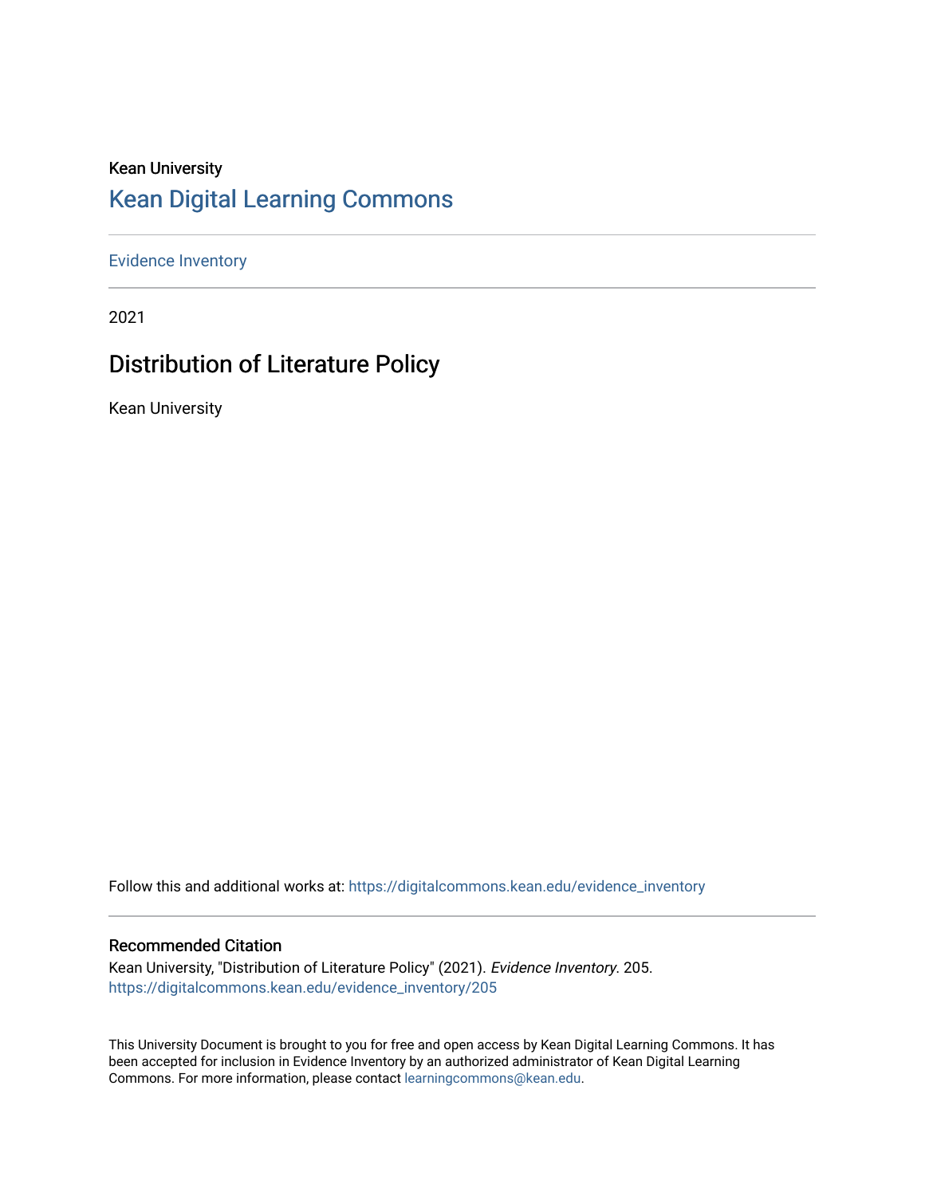Kean University

# Kean Digital Learning Commons

Evidence Inventory

2021

## Distribution of Literature Policy

Kean University

Follow this and additional works at: https://digitalcommons.kean.edu/evidence_inventory

### Recommended Citation

Kean University, "Distribution of Literature Policy" (2021). *Evidence Inventory*. 205.
https://digitalcommons.kean.edu/evidence_inventory/205

This University Document is brought to you for free and open access by Kean Digital Learning Commons. It has been accepted for inclusion in Evidence Inventory by an authorized administrator of Kean Digital Learning Commons. For more information, please contact learningcommons@kean.edu.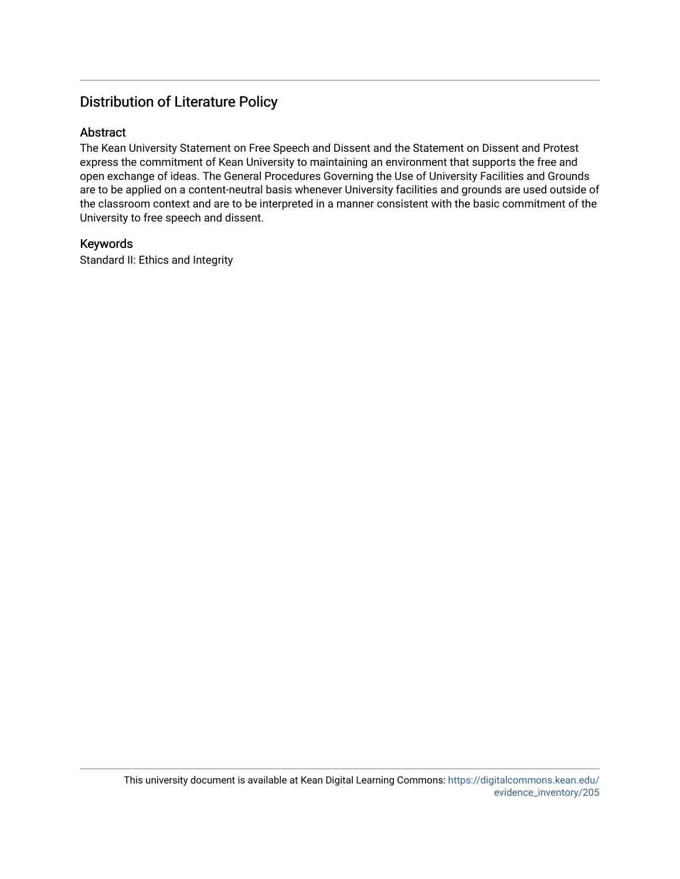# Distribution of Literature Policy

## Abstract

The Kean University Statement on Free Speech and Dissent and the Statement on Dissent and Protest express the commitment of Kean University to maintaining an environment that supports the free and open exchange of ideas. The General Procedures Governing the Use of University Facilities and Grounds are to be applied on a content-neutral basis whenever University facilities and grounds are used outside of the classroom context and are to be interpreted in a manner consistent with the basic commitment of the University to free speech and dissent.

## Keywords

Standard II: Ethics and Integrity

This university document is available at Kean Digital Learning Commons: https://digitalcommons.kean.edu/evidence_inventory/205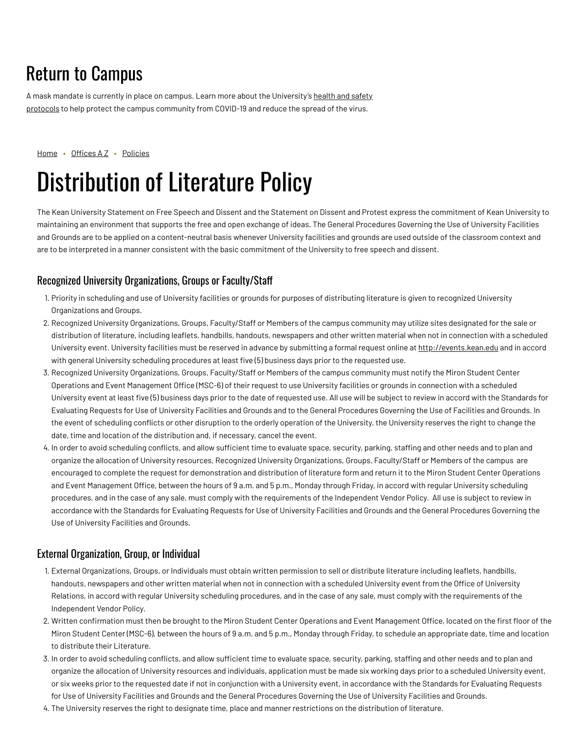# Return to Campus

A mask mandate is currently in place on campus. Learn more about the University's health and safety protocols to help protect the campus community from COVID-19 and reduce the spread of the virus.

Home • Offices A Z • Policies

# Distribution of Literature Policy

The Kean University Statement on Free Speech and Dissent and the Statement on Dissent and Protest express the commitment of Kean University to maintaining an environment that supports the free and open exchange of ideas. The General Procedures Governing the Use of University Facilities and Grounds are to be applied on a content-neutral basis whenever University facilities and grounds are used outside of the classroom context and are to be interpreted in a manner consistent with the basic commitment of the University to free speech and dissent.

## Recognized University Organizations, Groups or Faculty/Staff

1. Priority in scheduling and use of University facilities or grounds for purposes of distributing literature is given to recognized University Organizations and Groups.
2. Recognized University Organizations, Groups, Faculty/Staff or Members of the campus community may utilize sites designated for the sale or distribution of literature, including leaflets, handbills, handouts, newspapers and other written material when not in connection with a scheduled University event. University facilities must be reserved in advance by submitting a formal request online at http://events.kean.edu and in accord with general University scheduling procedures at least five (5) business days prior to the requested use.
3. Recognized University Organizations, Groups, Faculty/Staff or Members of the campus community must notify the Miron Student Center Operations and Event Management Office (MSC-6) of their request to use University facilities or grounds in connection with a scheduled University event at least five (5) business days prior to the date of requested use. All use will be subject to review in accord with the Standards for Evaluating Requests for Use of University Facilities and Grounds and to the General Procedures Governing the Use of Facilities and Grounds. In the event of scheduling conflicts or other disruption to the orderly operation of the University, the University reserves the right to change the date, time and location of the distribution and, if necessary, cancel the event.
4. In order to avoid scheduling conflicts, and allow sufficient time to evaluate space, security, parking, staffing and other needs and to plan and organize the allocation of University resources, Recognized University Organizations, Groups, Faculty/Staff or Members of the campus are encouraged to complete the request for demonstration and distribution of literature form and return it to the Miron Student Center Operations and Event Management Office, between the hours of 9 a.m. and 5 p.m., Monday through Friday, in accord with regular University scheduling procedures, and in the case of any sale, must comply with the requirements of the Independent Vendor Policy. All use is subject to review in accordance with the Standards for Evaluating Requests for Use of University Facilities and Grounds and the General Procedures Governing the Use of University Facilities and Grounds.

## External Organization, Group, or Individual

1. External Organizations, Groups, or Individuals must obtain written permission to sell or distribute literature including leaflets, handbills, handouts, newspapers and other written material when not in connection with a scheduled University event from the Office of University Relations, in accord with regular University scheduling procedures, and in the case of any sale, must comply with the requirements of the Independent Vendor Policy.
2. Written confirmation must then be brought to the Miron Student Center Operations and Event Management Office, located on the first floor of the Miron Student Center (MSC-6), between the hours of 9 a.m. and 5 p.m., Monday through Friday, to schedule an appropriate date, time and location to distribute their Literature.
3. In order to avoid scheduling conflicts, and allow sufficient time to evaluate space, security, parking, staffing and other needs and to plan and organize the allocation of University resources and individuals, application must be made six working days prior to a scheduled University event, or six weeks prior to the requested date if not in conjunction with a University event, in accordance with the Standards for Evaluating Requests for Use of University Facilities and Grounds and the General Procedures Governing the Use of University Facilities and Grounds.
4. The University reserves the right to designate time, place and manner restrictions on the distribution of literature.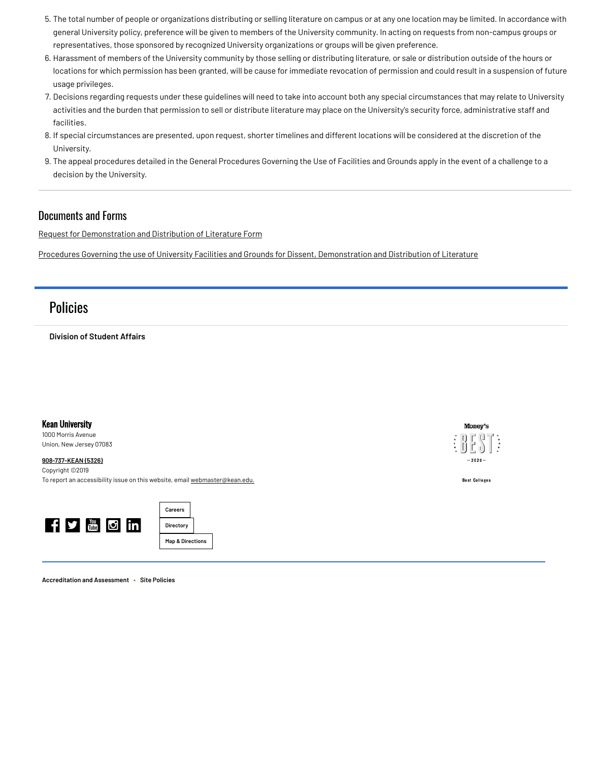5. The total number of people or organizations distributing or selling literature on campus or at any one location may be limited. In accordance with general University policy, preference will be given to members of the University community. In acting on requests from non-campus groups or representatives, those sponsored by recognized University organizations or groups will be given preference.
6. Harassment of members of the University community by those selling or distributing literature, or sale or distribution outside of the hours or locations for which permission has been granted, will be cause for immediate revocation of permission and could result in a suspension of future usage privileges.
7. Decisions regarding requests under these guidelines will need to take into account both any special circumstances that may relate to University activities and the burden that permission to sell or distribute literature may place on the University's security force, administrative staff and facilities.
8. If special circumstances are presented, upon request, shorter timelines and different locations will be considered at the discretion of the University.
9. The appeal procedures detailed in the General Procedures Governing the Use of Facilities and Grounds apply in the event of a challenge to a decision by the University.

## Documents and Forms

Request for Demonstration and Distribution of Literature Form

Procedures Governing the use of University Facilities and Grounds for Dissent, Demonstration and Distribution of Literature

## Policies

**Division of Student Affairs**

**Kean University**
1000 Morris Avenue
Union, New Jersey 07083

**908-737-KEAN (5326)**
Copyright ©2019
To report an accessibility issue on this website, email webmaster@kean.edu.

Money's BEST — 2020 — Best Colleges

**Careers**
**Directory**
**Map & Directions**

**Accreditation and Assessment** • **Site Policies**